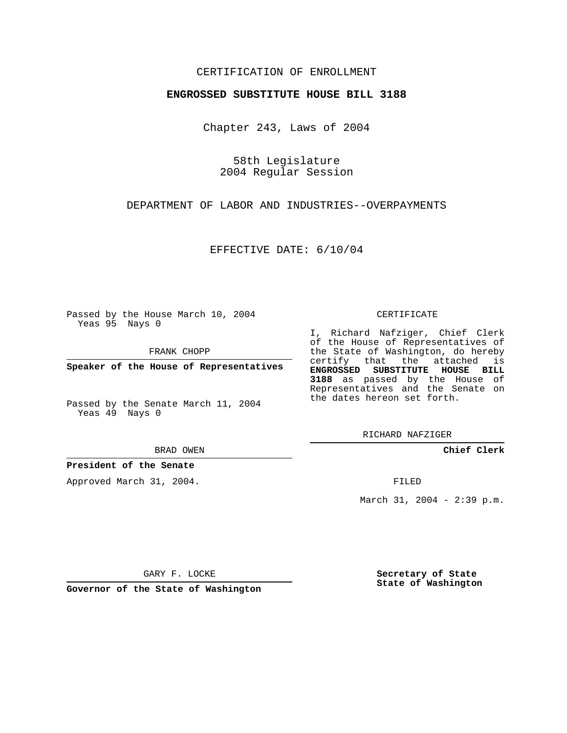CERTIFICATION OF ENROLLMENT

**ENGROSSED SUBSTITUTE HOUSE BILL 3188**

Chapter 243, Laws of 2004

58th Legislature
2004 Regular Session

DEPARTMENT OF LABOR AND INDUSTRIES--OVERPAYMENTS

EFFECTIVE DATE: 6/10/04

Passed by the House March 10, 2004
Yeas 95 Nays 0

FRANK CHOPP

**Speaker of the House of Representatives**

Passed by the Senate March 11, 2004
Yeas 49 Nays 0

BRAD OWEN

**President of the Senate**

Approved March 31, 2004.

GARY F. LOCKE

**Governor of the State of Washington**

CERTIFICATE

I, Richard Nafziger, Chief Clerk of the House of Representatives of the State of Washington, do hereby certify that the attached is **ENGROSSED SUBSTITUTE HOUSE BILL 3188** as passed by the House of Representatives and the Senate on the dates hereon set forth.

RICHARD NAFZIGER

**Chief Clerk**

FILED

March 31, 2004 - 2:39 p.m.

**Secretary of State**
**State of Washington**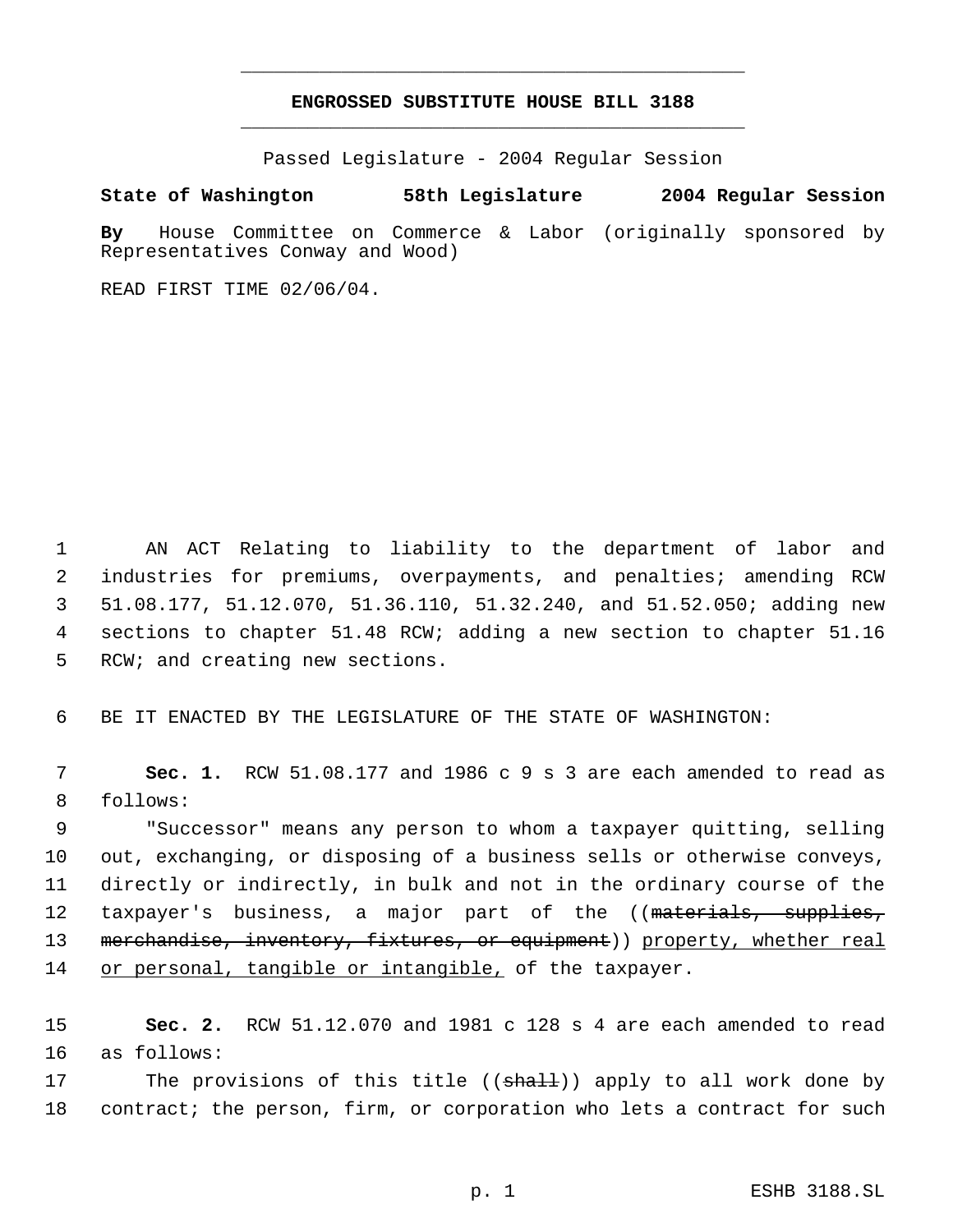# ENGROSSED SUBSTITUTE HOUSE BILL 3188

Passed Legislature - 2004 Regular Session

**State of Washington 58th Legislature 2004 Regular Session**

**By** House Committee on Commerce & Labor (originally sponsored by Representatives Conway and Wood)

READ FIRST TIME 02/06/04.

AN ACT Relating to liability to the department of labor and industries for premiums, overpayments, and penalties; amending RCW 51.08.177, 51.12.070, 51.36.110, 51.32.240, and 51.52.050; adding new sections to chapter 51.48 RCW; adding a new section to chapter 51.16 RCW; and creating new sections.

BE IT ENACTED BY THE LEGISLATURE OF THE STATE OF WASHINGTON:

**Sec. 1.** RCW 51.08.177 and 1986 c 9 s 3 are each amended to read as follows:

"Successor" means any person to whom a taxpayer quitting, selling out, exchanging, or disposing of a business sells or otherwise conveys, directly or indirectly, in bulk and not in the ordinary course of the taxpayer's business, a major part of the ((~~materials, supplies, merchandise, inventory, fixtures, or equipment~~)) <u>property, whether real or personal, tangible or intangible,</u> of the taxpayer.

**Sec. 2.** RCW 51.12.070 and 1981 c 128 s 4 are each amended to read as follows:

The provisions of this title ((~~shall~~)) apply to all work done by contract; the person, firm, or corporation who lets a contract for such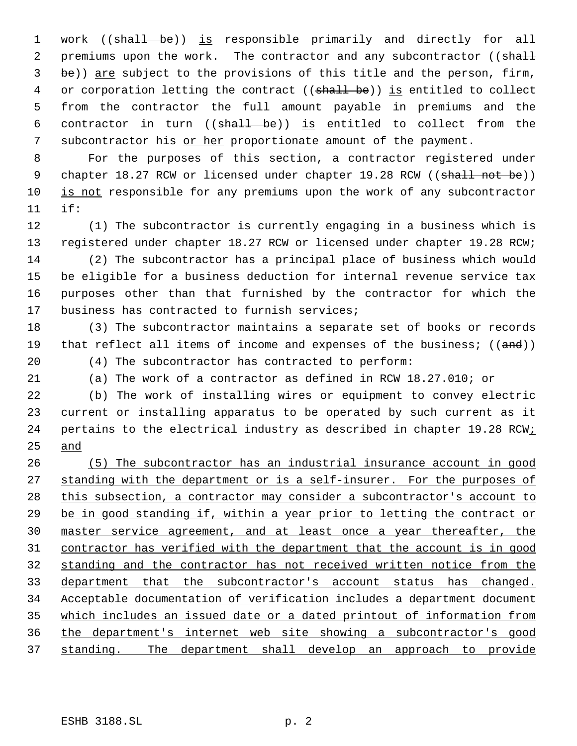work ((~~shall be~~)) is responsible primarily and directly for all premiums upon the work. The contractor and any subcontractor ((~~shall be~~)) are subject to the provisions of this title and the person, firm, or corporation letting the contract ((~~shall be~~)) is entitled to collect from the contractor the full amount payable in premiums and the contractor in turn ((~~shall be~~)) is entitled to collect from the subcontractor his or her proportionate amount of the payment.

For the purposes of this section, a contractor registered under chapter 18.27 RCW or licensed under chapter 19.28 RCW ((~~shall not be~~)) is not responsible for any premiums upon the work of any subcontractor if:

(1) The subcontractor is currently engaging in a business which is registered under chapter 18.27 RCW or licensed under chapter 19.28 RCW;

(2) The subcontractor has a principal place of business which would be eligible for a business deduction for internal revenue service tax purposes other than that furnished by the contractor for which the business has contracted to furnish services;

(3) The subcontractor maintains a separate set of books or records that reflect all items of income and expenses of the business; ((~~and~~))

(4) The subcontractor has contracted to perform:

(a) The work of a contractor as defined in RCW 18.27.010; or

(b) The work of installing wires or equipment to convey electric current or installing apparatus to be operated by such current as it pertains to the electrical industry as described in chapter 19.28 RCW; and

(5) The subcontractor has an industrial insurance account in good standing with the department or is a self-insurer. For the purposes of this subsection, a contractor may consider a subcontractor's account to be in good standing if, within a year prior to letting the contract or master service agreement, and at least once a year thereafter, the contractor has verified with the department that the account is in good standing and the contractor has not received written notice from the department that the subcontractor's account status has changed. Acceptable documentation of verification includes a department document which includes an issued date or a dated printout of information from the department's internet web site showing a subcontractor's good standing. The department shall develop an approach to provide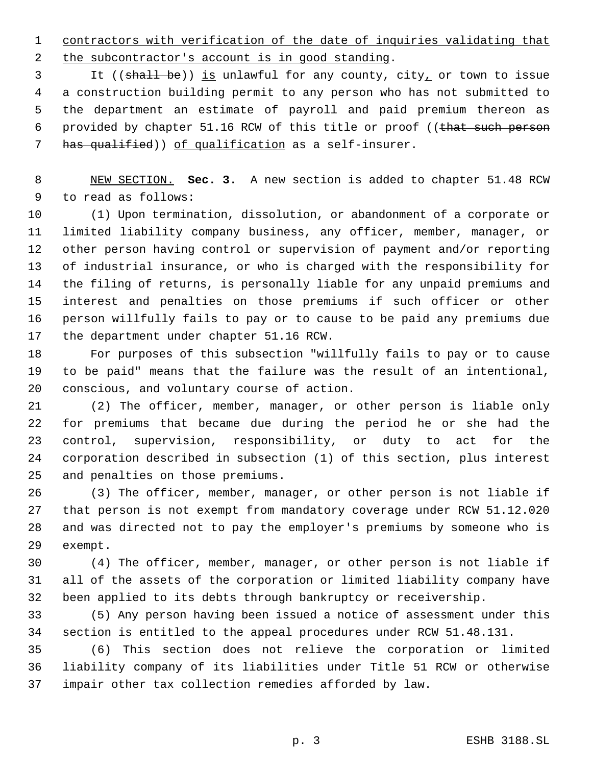contractors with verification of the date of inquiries validating that the subcontractor's account is in good standing.

It ((~~shall be~~)) is unlawful for any county, city, or town to issue a construction building permit to any person who has not submitted to the department an estimate of payroll and paid premium thereon as provided by chapter 51.16 RCW of this title or proof ((~~that such person has qualified~~)) of qualification as a self-insurer.

NEW SECTION. **Sec. 3.** A new section is added to chapter 51.48 RCW to read as follows:

(1) Upon termination, dissolution, or abandonment of a corporate or limited liability company business, any officer, member, manager, or other person having control or supervision of payment and/or reporting of industrial insurance, or who is charged with the responsibility for the filing of returns, is personally liable for any unpaid premiums and interest and penalties on those premiums if such officer or other person willfully fails to pay or to cause to be paid any premiums due the department under chapter 51.16 RCW.

For purposes of this subsection "willfully fails to pay or to cause to be paid" means that the failure was the result of an intentional, conscious, and voluntary course of action.

(2) The officer, member, manager, or other person is liable only for premiums that became due during the period he or she had the control, supervision, responsibility, or duty to act for the corporation described in subsection (1) of this section, plus interest and penalties on those premiums.

(3) The officer, member, manager, or other person is not liable if that person is not exempt from mandatory coverage under RCW 51.12.020 and was directed not to pay the employer's premiums by someone who is exempt.

(4) The officer, member, manager, or other person is not liable if all of the assets of the corporation or limited liability company have been applied to its debts through bankruptcy or receivership.

(5) Any person having been issued a notice of assessment under this section is entitled to the appeal procedures under RCW 51.48.131.

(6) This section does not relieve the corporation or limited liability company of its liabilities under Title 51 RCW or otherwise impair other tax collection remedies afforded by law.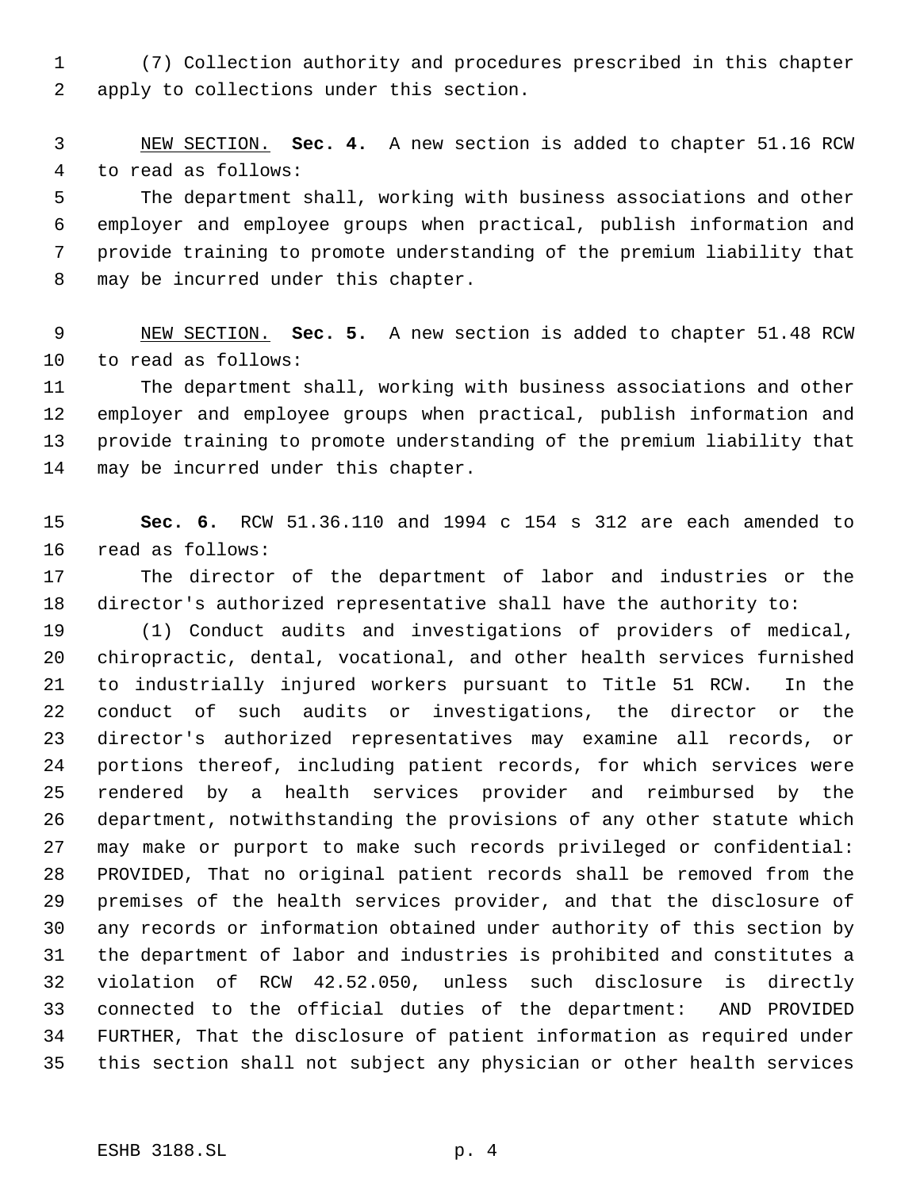(7) Collection authority and procedures prescribed in this chapter apply to collections under this section.

NEW SECTION. **Sec. 4.** A new section is added to chapter 51.16 RCW to read as follows:

The department shall, working with business associations and other employer and employee groups when practical, publish information and provide training to promote understanding of the premium liability that may be incurred under this chapter.

NEW SECTION. **Sec. 5.** A new section is added to chapter 51.48 RCW to read as follows:

The department shall, working with business associations and other employer and employee groups when practical, publish information and provide training to promote understanding of the premium liability that may be incurred under this chapter.

**Sec. 6.** RCW 51.36.110 and 1994 c 154 s 312 are each amended to read as follows:

The director of the department of labor and industries or the director's authorized representative shall have the authority to:

(1) Conduct audits and investigations of providers of medical, chiropractic, dental, vocational, and other health services furnished to industrially injured workers pursuant to Title 51 RCW. In the conduct of such audits or investigations, the director or the director's authorized representatives may examine all records, or portions thereof, including patient records, for which services were rendered by a health services provider and reimbursed by the department, notwithstanding the provisions of any other statute which may make or purport to make such records privileged or confidential: PROVIDED, That no original patient records shall be removed from the premises of the health services provider, and that the disclosure of any records or information obtained under authority of this section by the department of labor and industries is prohibited and constitutes a violation of RCW 42.52.050, unless such disclosure is directly connected to the official duties of the department: AND PROVIDED FURTHER, That the disclosure of patient information as required under this section shall not subject any physician or other health services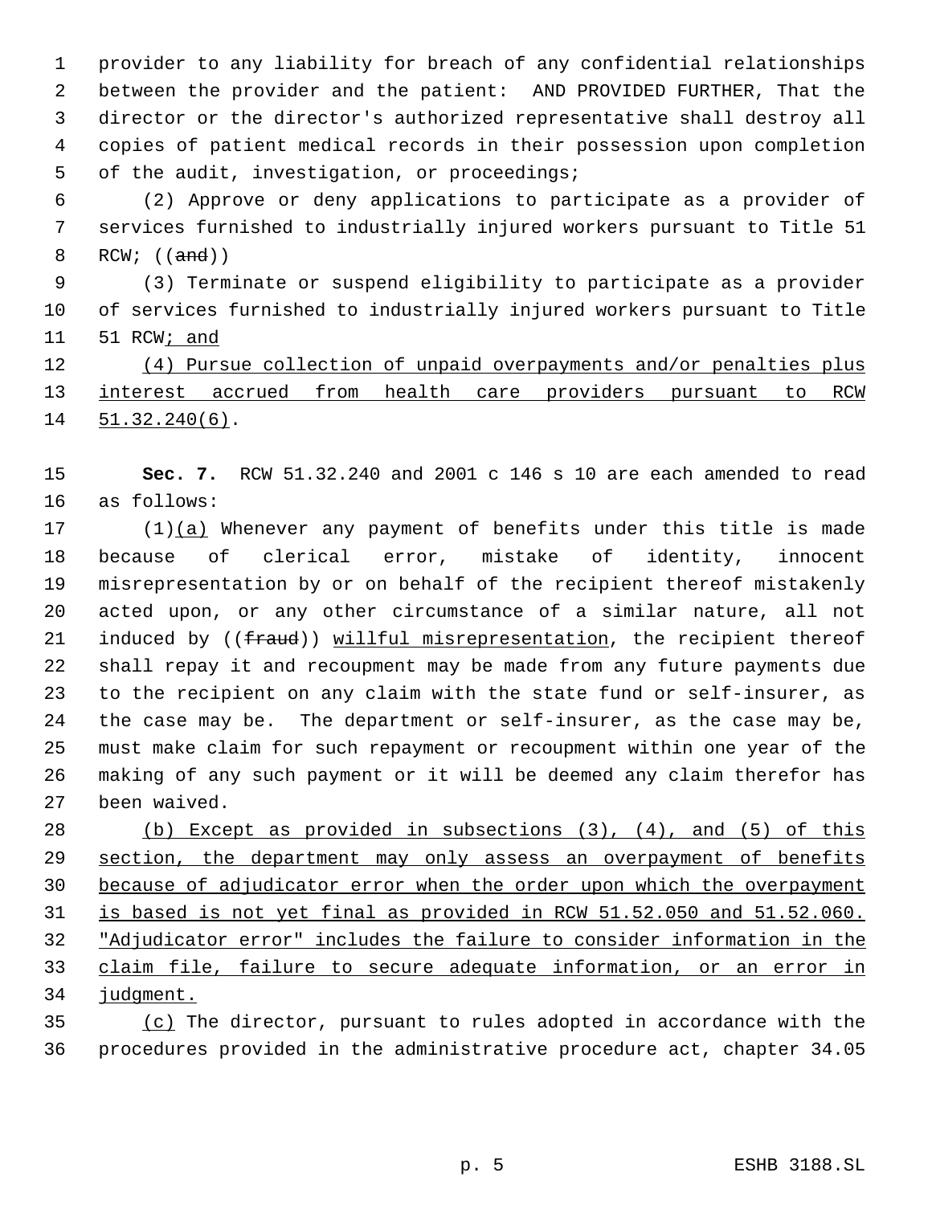provider to any liability for breach of any confidential relationships between the provider and the patient: AND PROVIDED FURTHER, That the director or the director's authorized representative shall destroy all copies of patient medical records in their possession upon completion of the audit, investigation, or proceedings;

(2) Approve or deny applications to participate as a provider of services furnished to industrially injured workers pursuant to Title 51 RCW; ((~~and~~))

(3) Terminate or suspend eligibility to participate as a provider of services furnished to industrially injured workers pursuant to Title 51 RCW<u>; and</u>

<u>(4) Pursue collection of unpaid overpayments and/or penalties plus interest accrued from health care providers pursuant to RCW 51.32.240(6)</u>.

**Sec. 7.** RCW 51.32.240 and 2001 c 146 s 10 are each amended to read as follows:

(1)<u>(a)</u> Whenever any payment of benefits under this title is made because of clerical error, mistake of identity, innocent misrepresentation by or on behalf of the recipient thereof mistakenly acted upon, or any other circumstance of a similar nature, all not induced by ((~~fraud~~)) <u>willful misrepresentation</u>, the recipient thereof shall repay it and recoupment may be made from any future payments due to the recipient on any claim with the state fund or self-insurer, as the case may be. The department or self-insurer, as the case may be, must make claim for such repayment or recoupment within one year of the making of any such payment or it will be deemed any claim therefor has been waived.

<u>(b) Except as provided in subsections (3), (4), and (5) of this section, the department may only assess an overpayment of benefits because of adjudicator error when the order upon which the overpayment is based is not yet final as provided in RCW 51.52.050 and 51.52.060. "Adjudicator error" includes the failure to consider information in the claim file, failure to secure adequate information, or an error in judgment.</u>

<u>(c)</u> The director, pursuant to rules adopted in accordance with the procedures provided in the administrative procedure act, chapter 34.05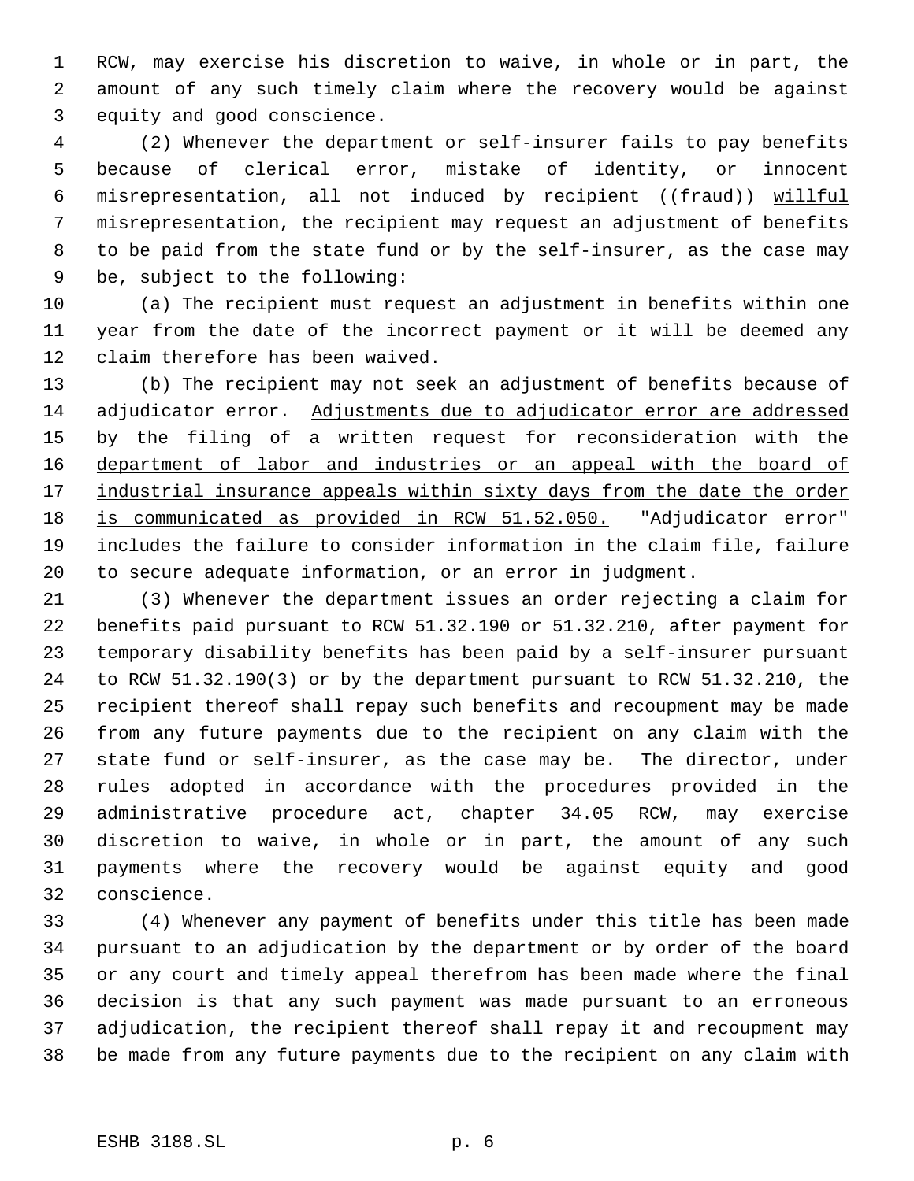RCW, may exercise his discretion to waive, in whole or in part, the amount of any such timely claim where the recovery would be against equity and good conscience.

(2) Whenever the department or self-insurer fails to pay benefits because of clerical error, mistake of identity, or innocent misrepresentation, all not induced by recipient ((~~fraud~~)) <u>willful misrepresentation</u>, the recipient may request an adjustment of benefits to be paid from the state fund or by the self-insurer, as the case may be, subject to the following:

(a) The recipient must request an adjustment in benefits within one year from the date of the incorrect payment or it will be deemed any claim therefore has been waived.

(b) The recipient may not seek an adjustment of benefits because of adjudicator error. <u>Adjustments due to adjudicator error are addressed by the filing of a written request for reconsideration with the department of labor and industries or an appeal with the board of industrial insurance appeals within sixty days from the date the order is communicated as provided in RCW 51.52.050.</u> "Adjudicator error" includes the failure to consider information in the claim file, failure to secure adequate information, or an error in judgment.

(3) Whenever the department issues an order rejecting a claim for benefits paid pursuant to RCW 51.32.190 or 51.32.210, after payment for temporary disability benefits has been paid by a self-insurer pursuant to RCW 51.32.190(3) or by the department pursuant to RCW 51.32.210, the recipient thereof shall repay such benefits and recoupment may be made from any future payments due to the recipient on any claim with the state fund or self-insurer, as the case may be. The director, under rules adopted in accordance with the procedures provided in the administrative procedure act, chapter 34.05 RCW, may exercise discretion to waive, in whole or in part, the amount of any such payments where the recovery would be against equity and good conscience.

(4) Whenever any payment of benefits under this title has been made pursuant to an adjudication by the department or by order of the board or any court and timely appeal therefrom has been made where the final decision is that any such payment was made pursuant to an erroneous adjudication, the recipient thereof shall repay it and recoupment may be made from any future payments due to the recipient on any claim with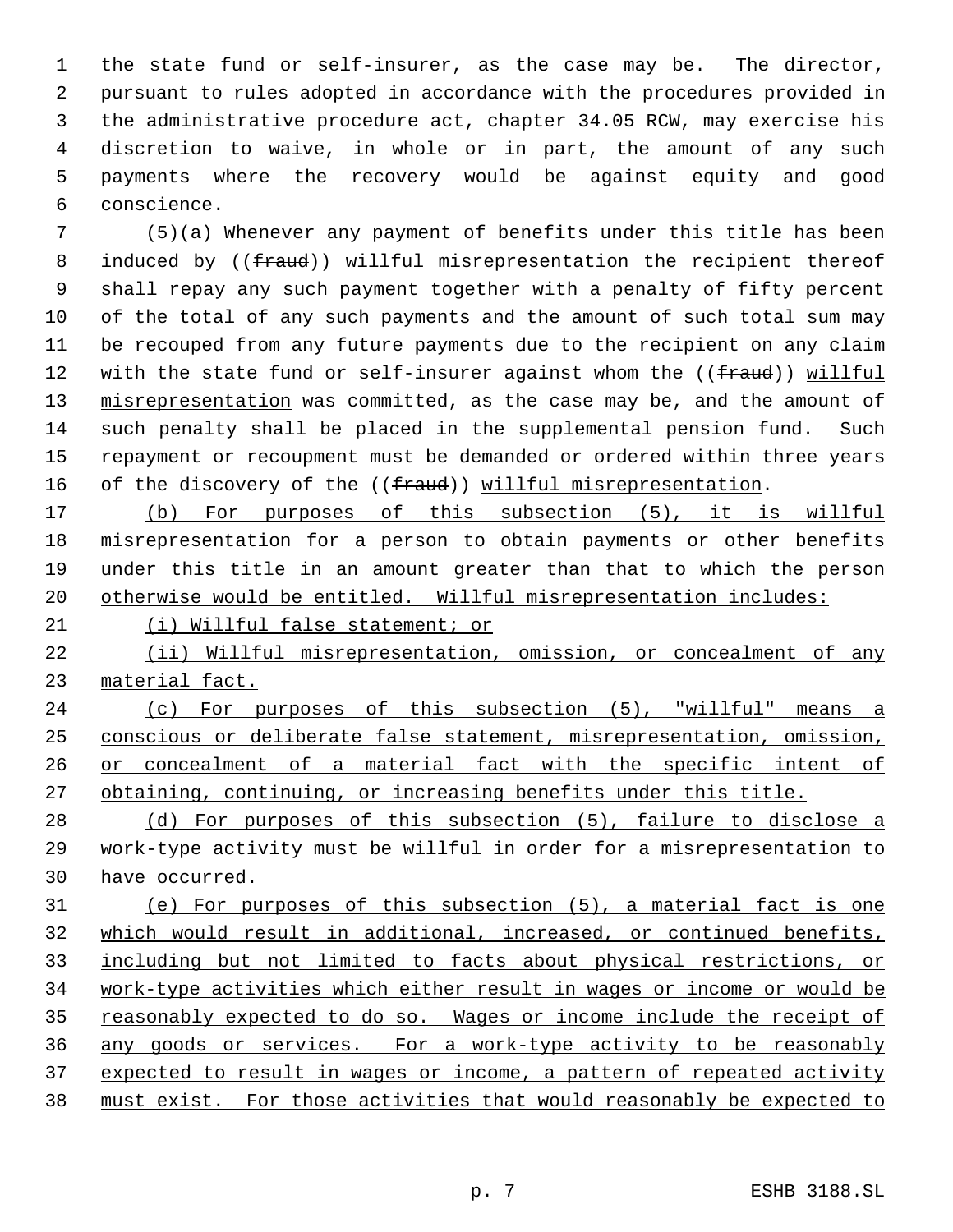the state fund or self-insurer, as the case may be. The director, pursuant to rules adopted in accordance with the procedures provided in the administrative procedure act, chapter 34.05 RCW, may exercise his discretion to waive, in whole or in part, the amount of any such payments where the recovery would be against equity and good conscience.

(5)(a) Whenever any payment of benefits under this title has been induced by ((~~fraud~~)) willful misrepresentation the recipient thereof shall repay any such payment together with a penalty of fifty percent of the total of any such payments and the amount of such total sum may be recouped from any future payments due to the recipient on any claim with the state fund or self-insurer against whom the ((~~fraud~~)) willful misrepresentation was committed, as the case may be, and the amount of such penalty shall be placed in the supplemental pension fund. Such repayment or recoupment must be demanded or ordered within three years of the discovery of the ((~~fraud~~)) willful misrepresentation.

(b) For purposes of this subsection (5), it is willful misrepresentation for a person to obtain payments or other benefits under this title in an amount greater than that to which the person otherwise would be entitled. Willful misrepresentation includes:

(i) Willful false statement; or

(ii) Willful misrepresentation, omission, or concealment of any material fact.

(c) For purposes of this subsection (5), "willful" means a conscious or deliberate false statement, misrepresentation, omission, or concealment of a material fact with the specific intent of obtaining, continuing, or increasing benefits under this title.

(d) For purposes of this subsection (5), failure to disclose a work-type activity must be willful in order for a misrepresentation to have occurred.

(e) For purposes of this subsection (5), a material fact is one which would result in additional, increased, or continued benefits, including but not limited to facts about physical restrictions, or work-type activities which either result in wages or income or would be reasonably expected to do so. Wages or income include the receipt of any goods or services. For a work-type activity to be reasonably expected to result in wages or income, a pattern of repeated activity must exist. For those activities that would reasonably be expected to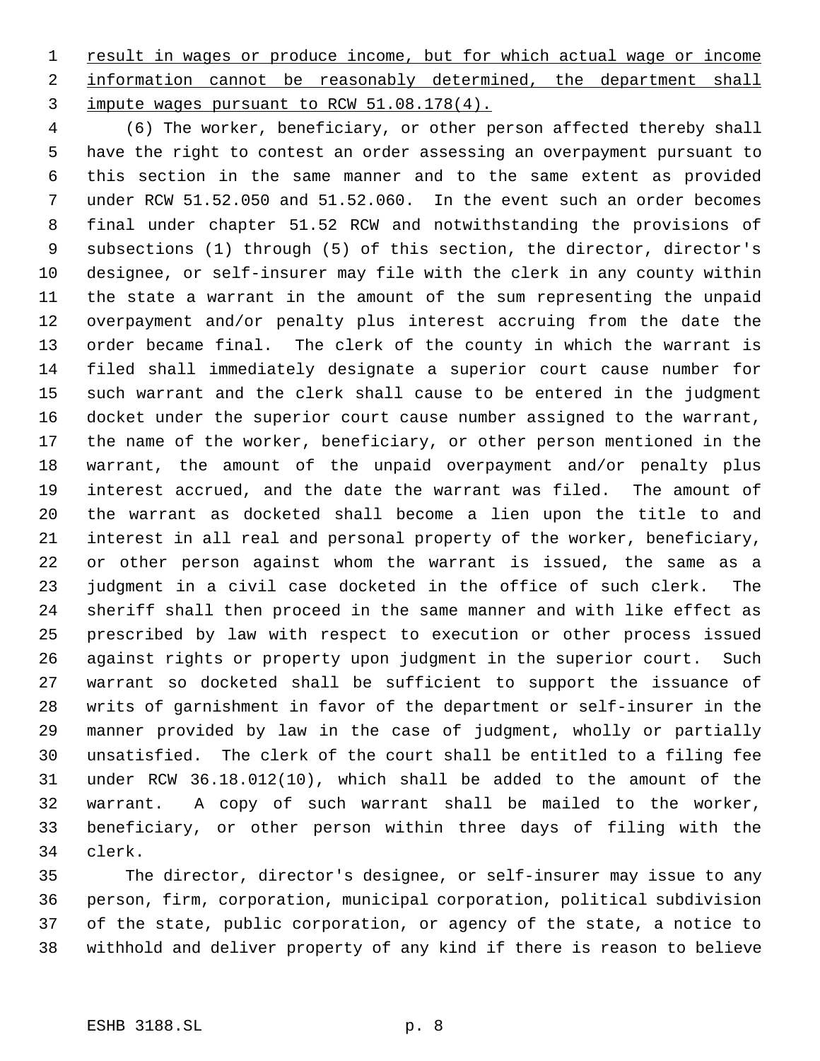result in wages or produce income, but for which actual wage or income information cannot be reasonably determined, the department shall impute wages pursuant to RCW 51.08.178(4).

(6) The worker, beneficiary, or other person affected thereby shall have the right to contest an order assessing an overpayment pursuant to this section in the same manner and to the same extent as provided under RCW 51.52.050 and 51.52.060. In the event such an order becomes final under chapter 51.52 RCW and notwithstanding the provisions of subsections (1) through (5) of this section, the director, director's designee, or self-insurer may file with the clerk in any county within the state a warrant in the amount of the sum representing the unpaid overpayment and/or penalty plus interest accruing from the date the order became final. The clerk of the county in which the warrant is filed shall immediately designate a superior court cause number for such warrant and the clerk shall cause to be entered in the judgment docket under the superior court cause number assigned to the warrant, the name of the worker, beneficiary, or other person mentioned in the warrant, the amount of the unpaid overpayment and/or penalty plus interest accrued, and the date the warrant was filed. The amount of the warrant as docketed shall become a lien upon the title to and interest in all real and personal property of the worker, beneficiary, or other person against whom the warrant is issued, the same as a judgment in a civil case docketed in the office of such clerk. The sheriff shall then proceed in the same manner and with like effect as prescribed by law with respect to execution or other process issued against rights or property upon judgment in the superior court. Such warrant so docketed shall be sufficient to support the issuance of writs of garnishment in favor of the department or self-insurer in the manner provided by law in the case of judgment, wholly or partially unsatisfied. The clerk of the court shall be entitled to a filing fee under RCW 36.18.012(10), which shall be added to the amount of the warrant. A copy of such warrant shall be mailed to the worker, beneficiary, or other person within three days of filing with the clerk.

The director, director's designee, or self-insurer may issue to any person, firm, corporation, municipal corporation, political subdivision of the state, public corporation, or agency of the state, a notice to withhold and deliver property of any kind if there is reason to believe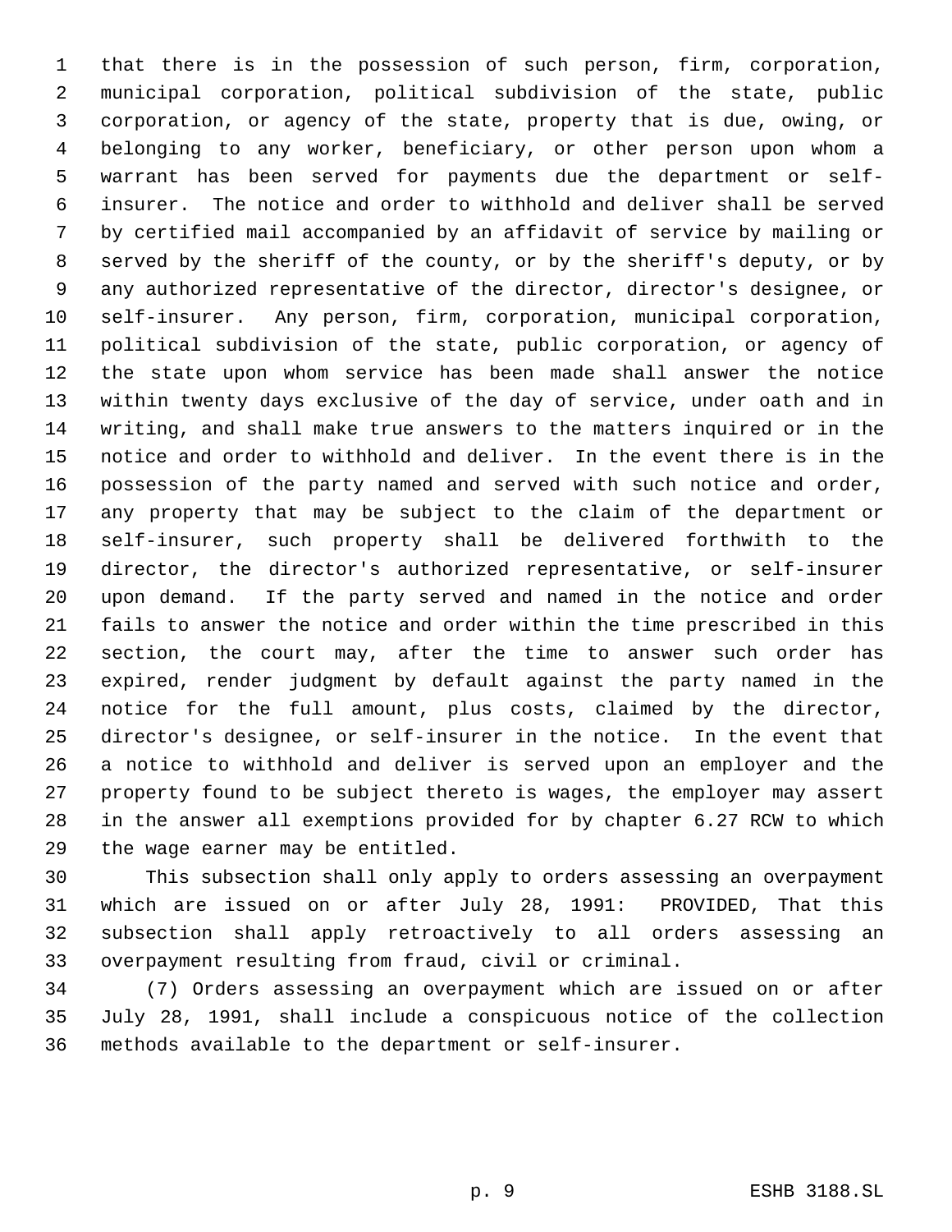that there is in the possession of such person, firm, corporation, municipal corporation, political subdivision of the state, public corporation, or agency of the state, property that is due, owing, or belonging to any worker, beneficiary, or other person upon whom a warrant has been served for payments due the department or self-insurer. The notice and order to withhold and deliver shall be served by certified mail accompanied by an affidavit of service by mailing or served by the sheriff of the county, or by the sheriff's deputy, or by any authorized representative of the director, director's designee, or self-insurer. Any person, firm, corporation, municipal corporation, political subdivision of the state, public corporation, or agency of the state upon whom service has been made shall answer the notice within twenty days exclusive of the day of service, under oath and in writing, and shall make true answers to the matters inquired or in the notice and order to withhold and deliver. In the event there is in the possession of the party named and served with such notice and order, any property that may be subject to the claim of the department or self-insurer, such property shall be delivered forthwith to the director, the director's authorized representative, or self-insurer upon demand. If the party served and named in the notice and order fails to answer the notice and order within the time prescribed in this section, the court may, after the time to answer such order has expired, render judgment by default against the party named in the notice for the full amount, plus costs, claimed by the director, director's designee, or self-insurer in the notice. In the event that a notice to withhold and deliver is served upon an employer and the property found to be subject thereto is wages, the employer may assert in the answer all exemptions provided for by chapter 6.27 RCW to which the wage earner may be entitled.

This subsection shall only apply to orders assessing an overpayment which are issued on or after July 28, 1991: PROVIDED, That this subsection shall apply retroactively to all orders assessing an overpayment resulting from fraud, civil or criminal.

(7) Orders assessing an overpayment which are issued on or after July 28, 1991, shall include a conspicuous notice of the collection methods available to the department or self-insurer.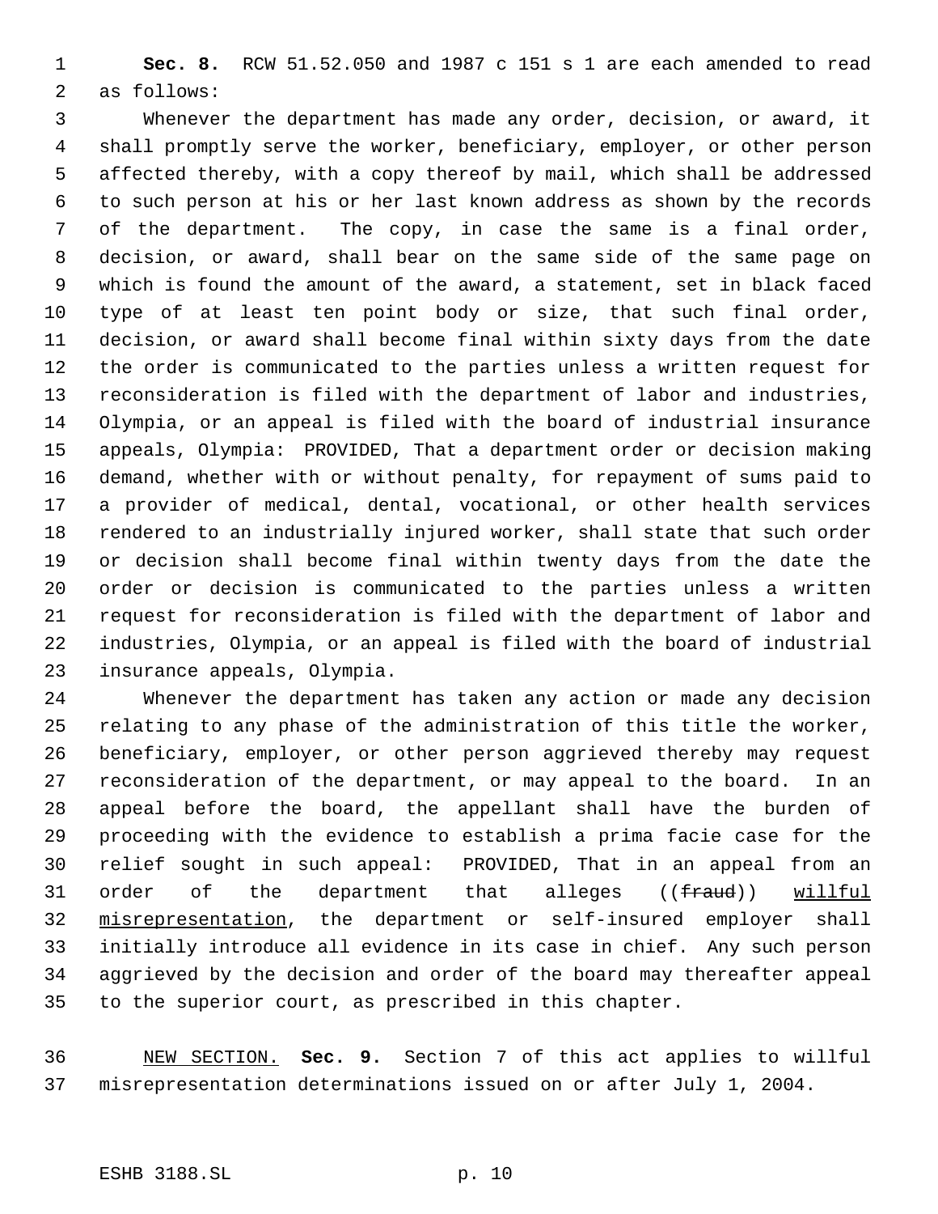**Sec. 8.** RCW 51.52.050 and 1987 c 151 s 1 are each amended to read as follows:

Whenever the department has made any order, decision, or award, it shall promptly serve the worker, beneficiary, employer, or other person affected thereby, with a copy thereof by mail, which shall be addressed to such person at his or her last known address as shown by the records of the department. The copy, in case the same is a final order, decision, or award, shall bear on the same side of the same page on which is found the amount of the award, a statement, set in black faced type of at least ten point body or size, that such final order, decision, or award shall become final within sixty days from the date the order is communicated to the parties unless a written request for reconsideration is filed with the department of labor and industries, Olympia, or an appeal is filed with the board of industrial insurance appeals, Olympia: PROVIDED, That a department order or decision making demand, whether with or without penalty, for repayment of sums paid to a provider of medical, dental, vocational, or other health services rendered to an industrially injured worker, shall state that such order or decision shall become final within twenty days from the date the order or decision is communicated to the parties unless a written request for reconsideration is filed with the department of labor and industries, Olympia, or an appeal is filed with the board of industrial insurance appeals, Olympia.

Whenever the department has taken any action or made any decision relating to any phase of the administration of this title the worker, beneficiary, employer, or other person aggrieved thereby may request reconsideration of the department, or may appeal to the board. In an appeal before the board, the appellant shall have the burden of proceeding with the evidence to establish a prima facie case for the relief sought in such appeal: PROVIDED, That in an appeal from an order of the department that alleges ((~~fraud~~)) <u>willful misrepresentation</u>, the department or self-insured employer shall initially introduce all evidence in its case in chief. Any such person aggrieved by the decision and order of the board may thereafter appeal to the superior court, as prescribed in this chapter.

<u>NEW SECTION.</u> **Sec. 9.** Section 7 of this act applies to willful misrepresentation determinations issued on or after July 1, 2004.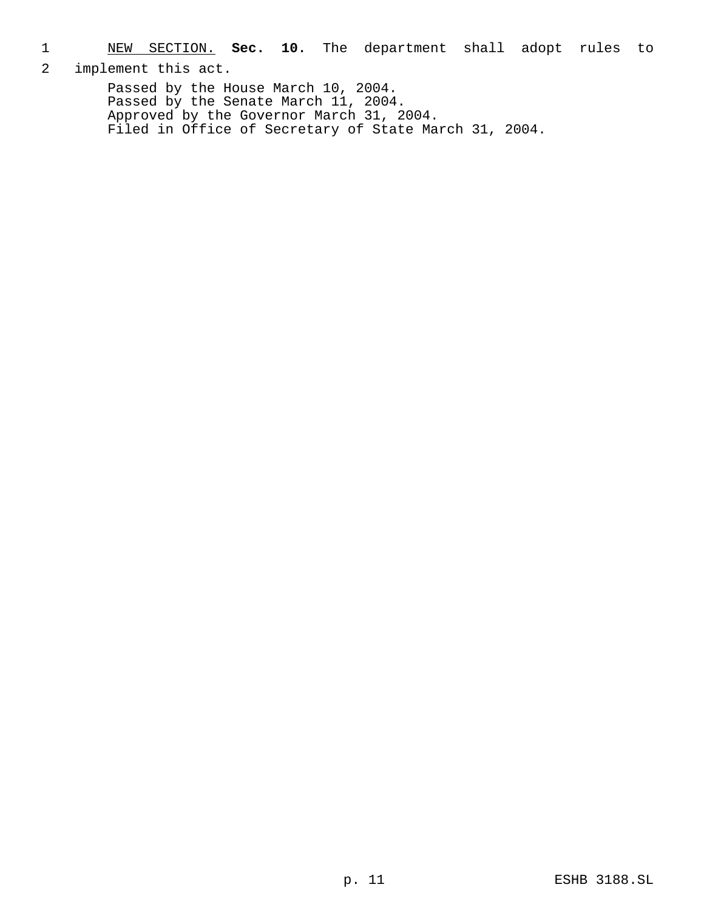NEW SECTION. **Sec. 10.** The department shall adopt rules to implement this act.

Passed by the House March 10, 2004.
Passed by the Senate March 11, 2004.
Approved by the Governor March 31, 2004.
Filed in Office of Secretary of State March 31, 2004.